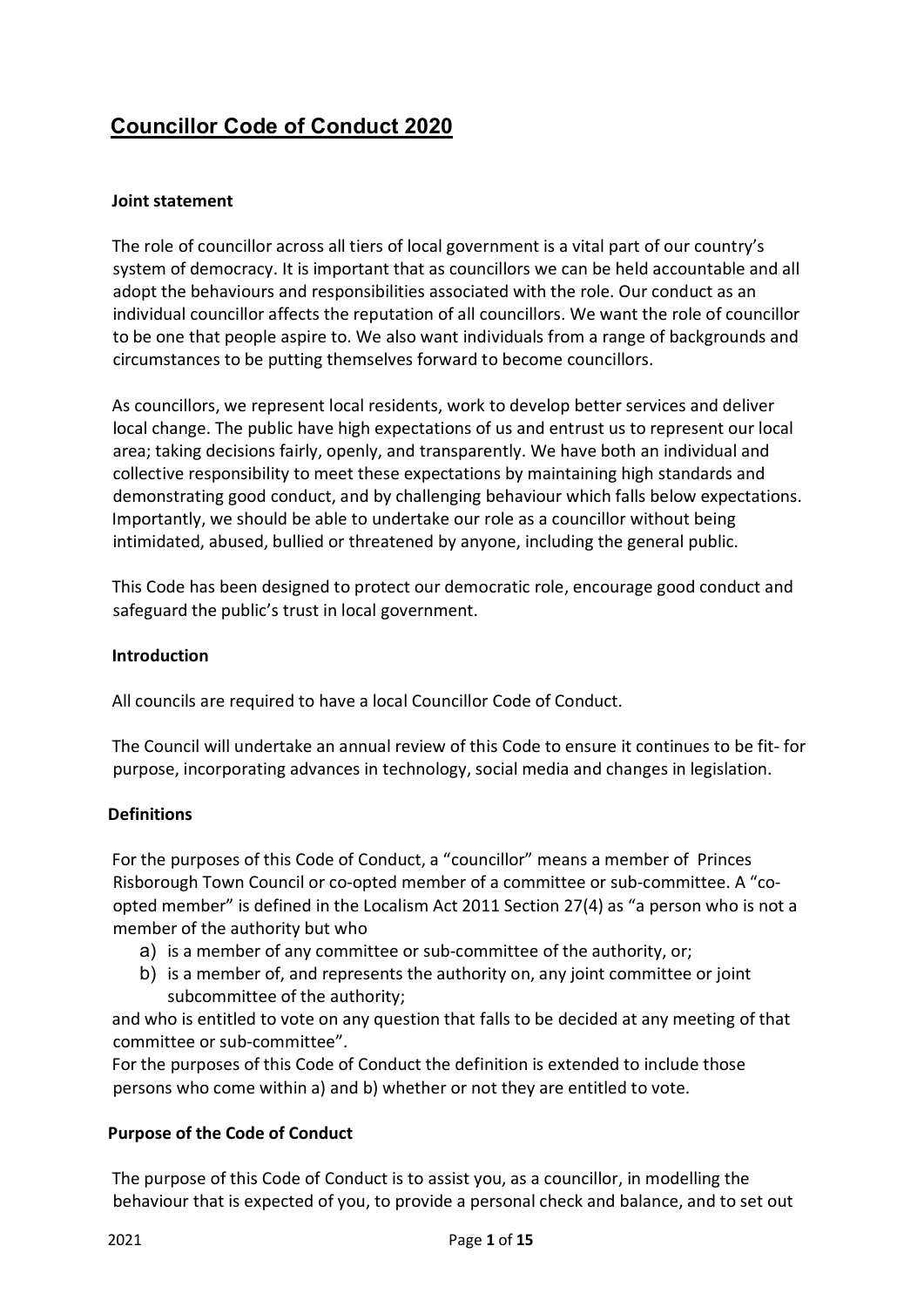# Councillor Code of Conduct 2020

### Joint statement

The role of councillor across all tiers of local government is a vital part of our country's system of democracy. It is important that as councillors we can be held accountable and all adopt the behaviours and responsibilities associated with the role. Our conduct as an individual councillor affects the reputation of all councillors. We want the role of councillor to be one that people aspire to. We also want individuals from a range of backgrounds and circumstances to be putting themselves forward to become councillors.

As councillors, we represent local residents, work to develop better services and deliver local change. The public have high expectations of us and entrust us to represent our local area; taking decisions fairly, openly, and transparently. We have both an individual and collective responsibility to meet these expectations by maintaining high standards and demonstrating good conduct, and by challenging behaviour which falls below expectations. Importantly, we should be able to undertake our role as a councillor without being intimidated, abused, bullied or threatened by anyone, including the general public.

This Code has been designed to protect our democratic role, encourage good conduct and safeguard the public's trust in local government.

### Introduction

All councils are required to have a local Councillor Code of Conduct.

The Council will undertake an annual review of this Code to ensure it continues to be fit- for purpose, incorporating advances in technology, social media and changes in legislation.

### Definitions

For the purposes of this Code of Conduct, a "councillor" means a member of Princes Risborough Town Council or co-opted member of a committee or sub-committee. A "co-opted member" is defined in the Localism Act 2011 Section 27(4) as "a person who is not a member of the authority but who

a) is a member of any committee or sub-committee of the authority, or;
b) is a member of, and represents the authority on, any joint committee or joint subcommittee of the authority;

and who is entitled to vote on any question that falls to be decided at any meeting of that committee or sub-committee".
For the purposes of this Code of Conduct the definition is extended to include those persons who come within a) and b) whether or not they are entitled to vote.

### Purpose of the Code of Conduct

The purpose of this Code of Conduct is to assist you, as a councillor, in modelling the behaviour that is expected of you, to provide a personal check and balance, and to set out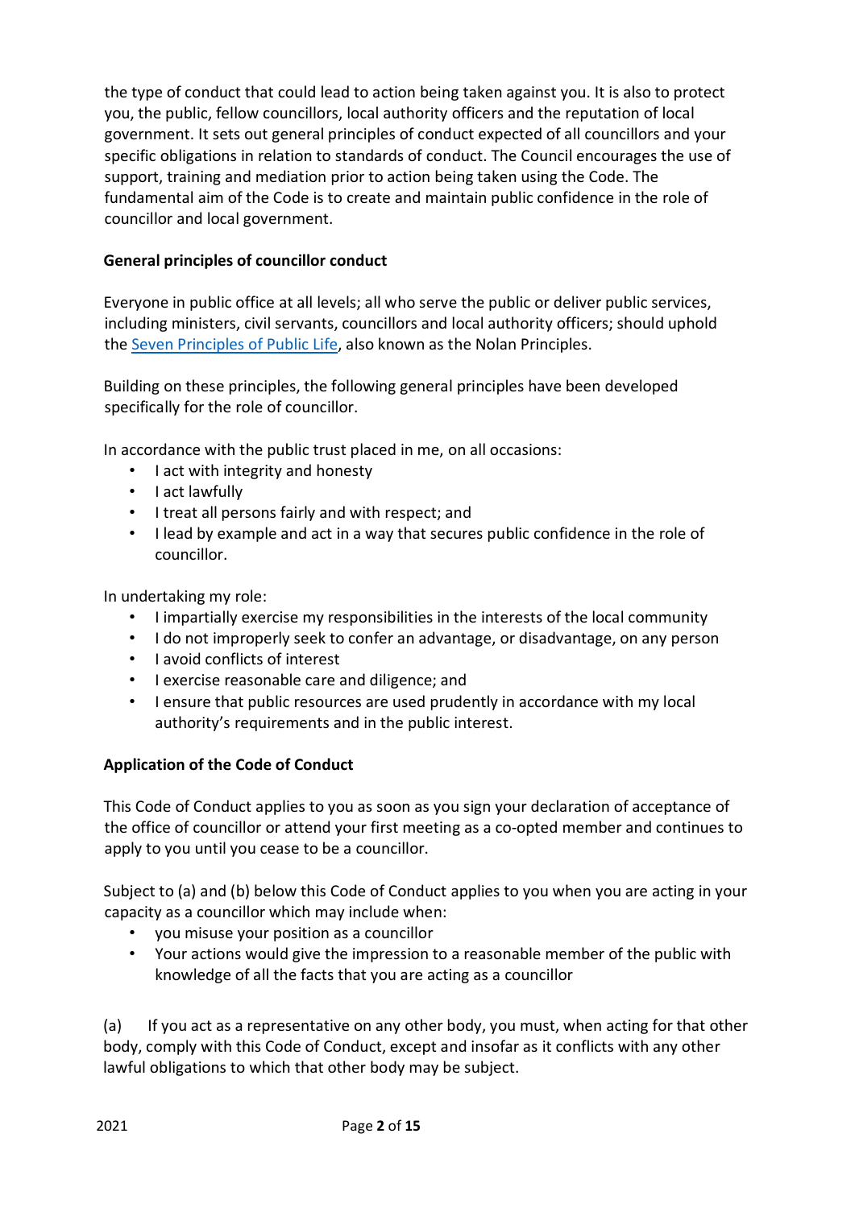the type of conduct that could lead to action being taken against you. It is also to protect you, the public, fellow councillors, local authority officers and the reputation of local government. It sets out general principles of conduct expected of all councillors and your specific obligations in relation to standards of conduct. The Council encourages the use of support, training and mediation prior to action being taken using the Code. The fundamental aim of the Code is to create and maintain public confidence in the role of councillor and local government.

**General principles of councillor conduct**

Everyone in public office at all levels; all who serve the public or deliver public services, including ministers, civil servants, councillors and local authority officers; should uphold the Seven Principles of Public Life, also known as the Nolan Principles.

Building on these principles, the following general principles have been developed specifically for the role of councillor.

In accordance with the public trust placed in me, on all occasions:

- I act with integrity and honesty
- I act lawfully
- I treat all persons fairly and with respect; and
- I lead by example and act in a way that secures public confidence in the role of councillor.

In undertaking my role:

- I impartially exercise my responsibilities in the interests of the local community
- I do not improperly seek to confer an advantage, or disadvantage, on any person
- I avoid conflicts of interest
- I exercise reasonable care and diligence; and
- I ensure that public resources are used prudently in accordance with my local authority's requirements and in the public interest.

**Application of the Code of Conduct**

This Code of Conduct applies to you as soon as you sign your declaration of acceptance of the office of councillor or attend your first meeting as a co-opted member and continues to apply to you until you cease to be a councillor.

Subject to (a) and (b) below this Code of Conduct applies to you when you are acting in your capacity as a councillor which may include when:

- you misuse your position as a councillor
- Your actions would give the impression to a reasonable member of the public with knowledge of all the facts that you are acting as a councillor

(a) If you act as a representative on any other body, you must, when acting for that other body, comply with this Code of Conduct, except and insofar as it conflicts with any other lawful obligations to which that other body may be subject.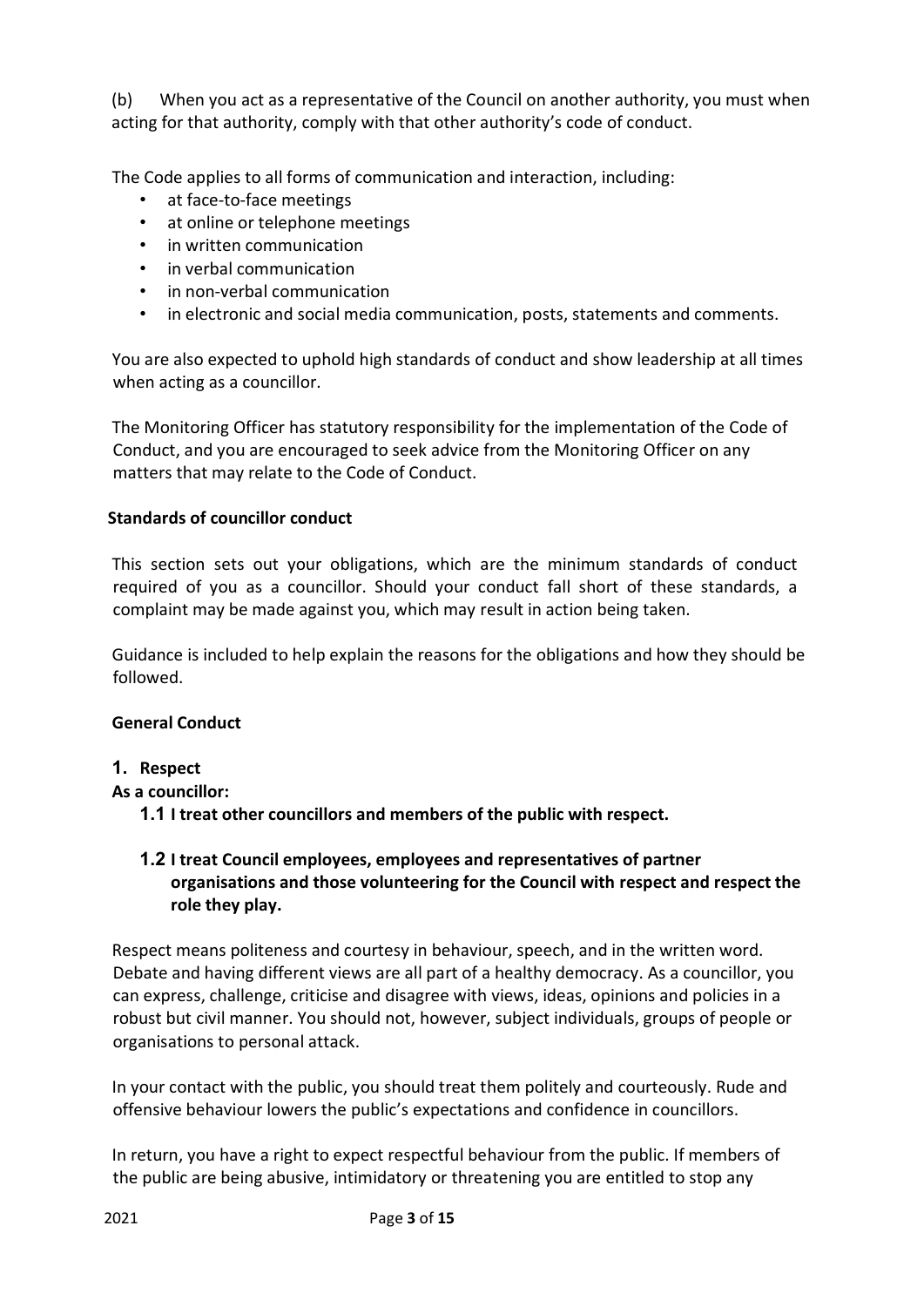(b) When you act as a representative of the Council on another authority, you must when acting for that authority, comply with that other authority's code of conduct.

The Code applies to all forms of communication and interaction, including:

- at face-to-face meetings
- at online or telephone meetings
- in written communication
- in verbal communication
- in non-verbal communication
- in electronic and social media communication, posts, statements and comments.

You are also expected to uphold high standards of conduct and show leadership at all times when acting as a councillor.

The Monitoring Officer has statutory responsibility for the implementation of the Code of Conduct, and you are encouraged to seek advice from the Monitoring Officer on any matters that may relate to the Code of Conduct.

**Standards of councillor conduct**

This section sets out your obligations, which are the minimum standards of conduct required of you as a councillor. Should your conduct fall short of these standards, a complaint may be made against you, which may result in action being taken.

Guidance is included to help explain the reasons for the obligations and how they should be followed.

**General Conduct**

**1. Respect**

**As a councillor:**

**1.1 I treat other councillors and members of the public with respect.**

**1.2 I treat Council employees, employees and representatives of partner organisations and those volunteering for the Council with respect and respect the role they play.**

Respect means politeness and courtesy in behaviour, speech, and in the written word. Debate and having different views are all part of a healthy democracy. As a councillor, you can express, challenge, criticise and disagree with views, ideas, opinions and policies in a robust but civil manner. You should not, however, subject individuals, groups of people or organisations to personal attack.

In your contact with the public, you should treat them politely and courteously. Rude and offensive behaviour lowers the public's expectations and confidence in councillors.

In return, you have a right to expect respectful behaviour from the public. If members of the public are being abusive, intimidatory or threatening you are entitled to stop any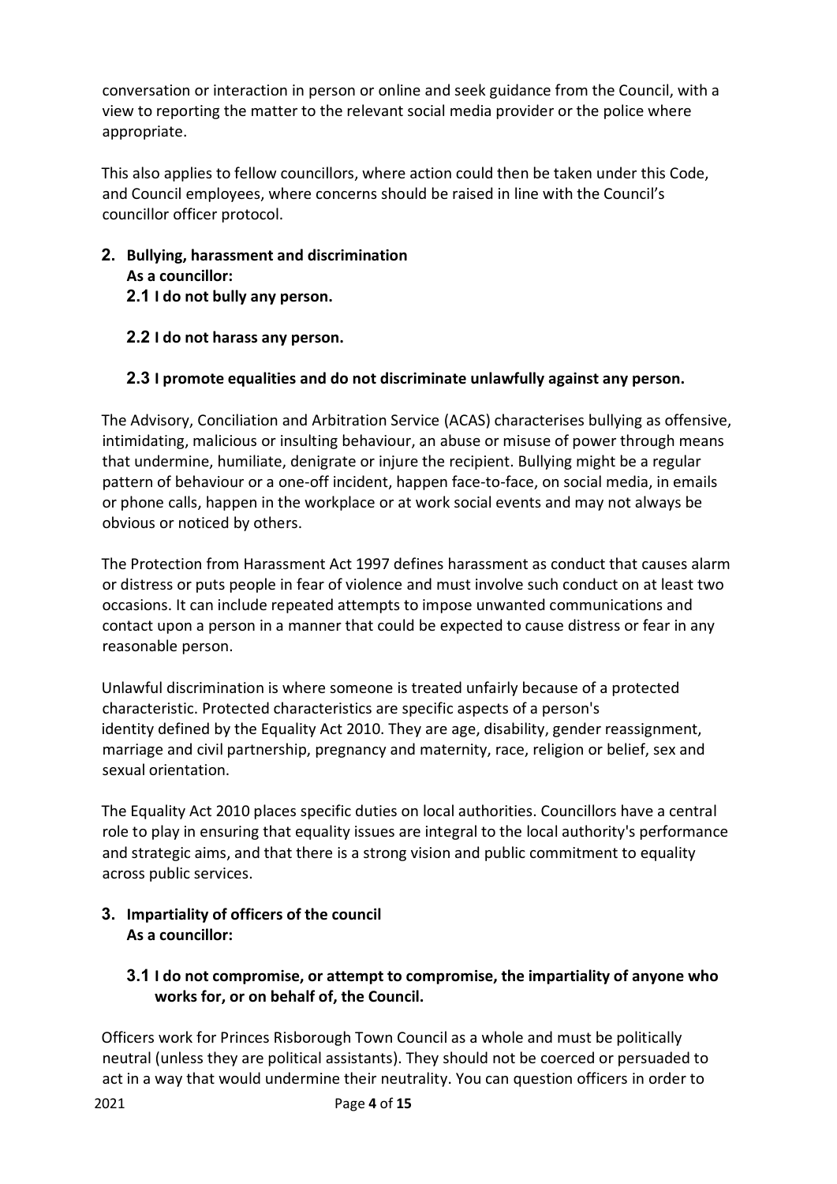conversation or interaction in person or online and seek guidance from the Council, with a view to reporting the matter to the relevant social media provider or the police where appropriate.

This also applies to fellow councillors, where action could then be taken under this Code, and Council employees, where concerns should be raised in line with the Council's councillor officer protocol.

## 2. Bullying, harassment and discrimination

**As a councillor:**

**2.1 I do not bully any person.**

**2.2 I do not harass any person.**

**2.3 I promote equalities and do not discriminate unlawfully against any person.**

The Advisory, Conciliation and Arbitration Service (ACAS) characterises bullying as offensive, intimidating, malicious or insulting behaviour, an abuse or misuse of power through means that undermine, humiliate, denigrate or injure the recipient. Bullying might be a regular pattern of behaviour or a one-off incident, happen face-to-face, on social media, in emails or phone calls, happen in the workplace or at work social events and may not always be obvious or noticed by others.

The Protection from Harassment Act 1997 defines harassment as conduct that causes alarm or distress or puts people in fear of violence and must involve such conduct on at least two occasions. It can include repeated attempts to impose unwanted communications and contact upon a person in a manner that could be expected to cause distress or fear in any reasonable person.

Unlawful discrimination is where someone is treated unfairly because of a protected characteristic. Protected characteristics are specific aspects of a person's identity defined by the Equality Act 2010. They are age, disability, gender reassignment, marriage and civil partnership, pregnancy and maternity, race, religion or belief, sex and sexual orientation.

The Equality Act 2010 places specific duties on local authorities. Councillors have a central role to play in ensuring that equality issues are integral to the local authority's performance and strategic aims, and that there is a strong vision and public commitment to equality across public services.

## 3. Impartiality of officers of the council

**As a councillor:**

**3.1 I do not compromise, or attempt to compromise, the impartiality of anyone who works for, or on behalf of, the Council.**

Officers work for Princes Risborough Town Council as a whole and must be politically neutral (unless they are political assistants). They should not be coerced or persuaded to act in a way that would undermine their neutrality. You can question officers in order to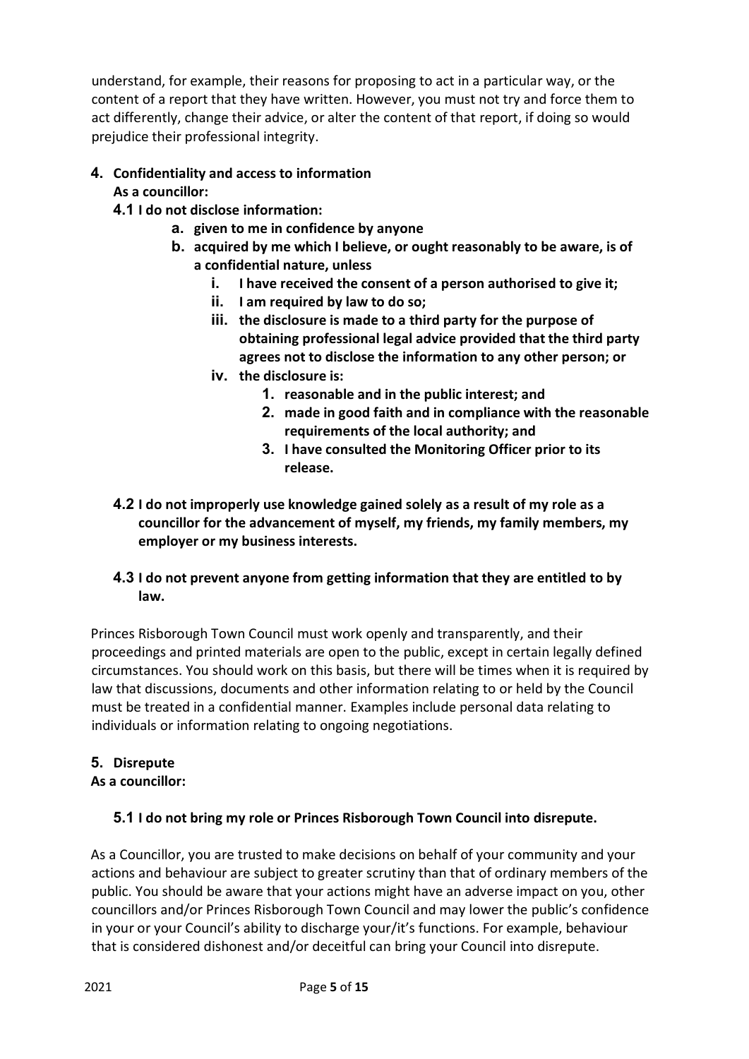understand, for example, their reasons for proposing to act in a particular way, or the content of a report that they have written. However, you must not try and force them to act differently, change their advice, or alter the content of that report, if doing so would prejudice their professional integrity.

## 4. Confidentiality and access to information

**As a councillor:**

**4.1 I do not disclose information:**

- **a. given to me in confidence by anyone**
- **b. acquired by me which I believe, or ought reasonably to be aware, is of a confidential nature, unless**
    - **i. I have received the consent of a person authorised to give it;**
    - **ii. I am required by law to do so;**
    - **iii. the disclosure is made to a third party for the purpose of obtaining professional legal advice provided that the third party agrees not to disclose the information to any other person; or**
    - **iv. the disclosure is:**
        1. **reasonable and in the public interest; and**
        2. **made in good faith and in compliance with the reasonable requirements of the local authority; and**
        3. **I have consulted the Monitoring Officer prior to its release.**

**4.2 I do not improperly use knowledge gained solely as a result of my role as a councillor for the advancement of myself, my friends, my family members, my employer or my business interests.**

**4.3 I do not prevent anyone from getting information that they are entitled to by law.**

Princes Risborough Town Council must work openly and transparently, and their proceedings and printed materials are open to the public, except in certain legally defined circumstances. You should work on this basis, but there will be times when it is required by law that discussions, documents and other information relating to or held by the Council must be treated in a confidential manner. Examples include personal data relating to individuals or information relating to ongoing negotiations.

## 5. Disrepute

**As a councillor:**

**5.1 I do not bring my role or Princes Risborough Town Council into disrepute.**

As a Councillor, you are trusted to make decisions on behalf of your community and your actions and behaviour are subject to greater scrutiny than that of ordinary members of the public. You should be aware that your actions might have an adverse impact on you, other councillors and/or Princes Risborough Town Council and may lower the public's confidence in your or your Council's ability to discharge your/it's functions. For example, behaviour that is considered dishonest and/or deceitful can bring your Council into disrepute.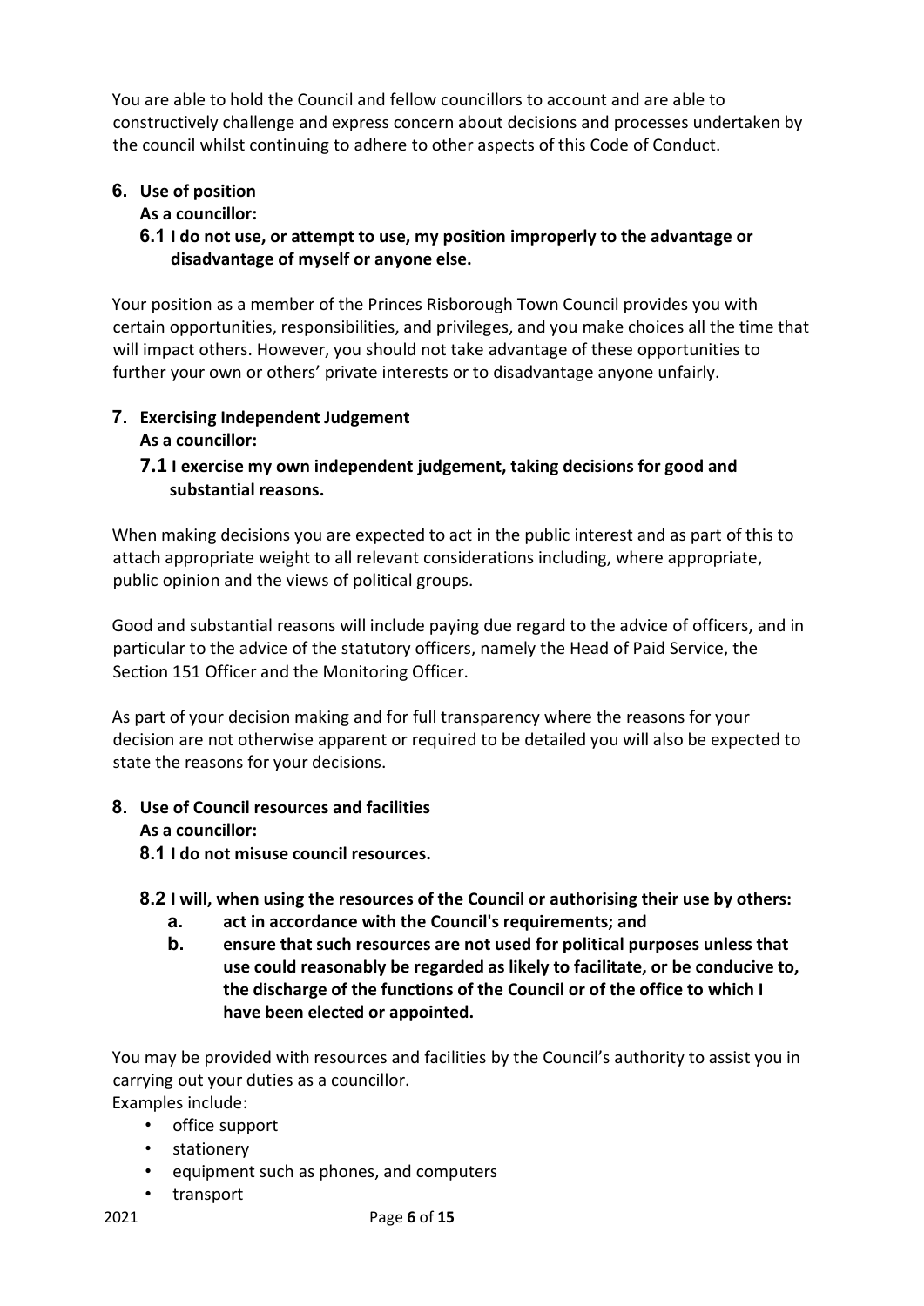You are able to hold the Council and fellow councillors to account and are able to constructively challenge and express concern about decisions and processes undertaken by the council whilst continuing to adhere to other aspects of this Code of Conduct.

## 6. Use of position

**As a councillor:**

### 6.1 I do not use, or attempt to use, my position improperly to the advantage or disadvantage of myself or anyone else.

Your position as a member of the Princes Risborough Town Council provides you with certain opportunities, responsibilities, and privileges, and you make choices all the time that will impact others. However, you should not take advantage of these opportunities to further your own or others' private interests or to disadvantage anyone unfairly.

## 7. Exercising Independent Judgement

**As a councillor:**

### 7.1 I exercise my own independent judgement, taking decisions for good and substantial reasons.

When making decisions you are expected to act in the public interest and as part of this to attach appropriate weight to all relevant considerations including, where appropriate, public opinion and the views of political groups.

Good and substantial reasons will include paying due regard to the advice of officers, and in particular to the advice of the statutory officers, namely the Head of Paid Service, the Section 151 Officer and the Monitoring Officer.

As part of your decision making and for full transparency where the reasons for your decision are not otherwise apparent or required to be detailed you will also be expected to state the reasons for your decisions.

## 8. Use of Council resources and facilities

**As a councillor:**

### 8.1 I do not misuse council resources.

### 8.2 I will, when using the resources of the Council or authorising their use by others:

- **a. act in accordance with the Council's requirements; and**
- **b. ensure that such resources are not used for political purposes unless that use could reasonably be regarded as likely to facilitate, or be conducive to, the discharge of the functions of the Council or of the office to which I have been elected or appointed.**

You may be provided with resources and facilities by the Council's authority to assist you in carrying out your duties as a councillor.
Examples include:

- office support
- stationery
- equipment such as phones, and computers
- transport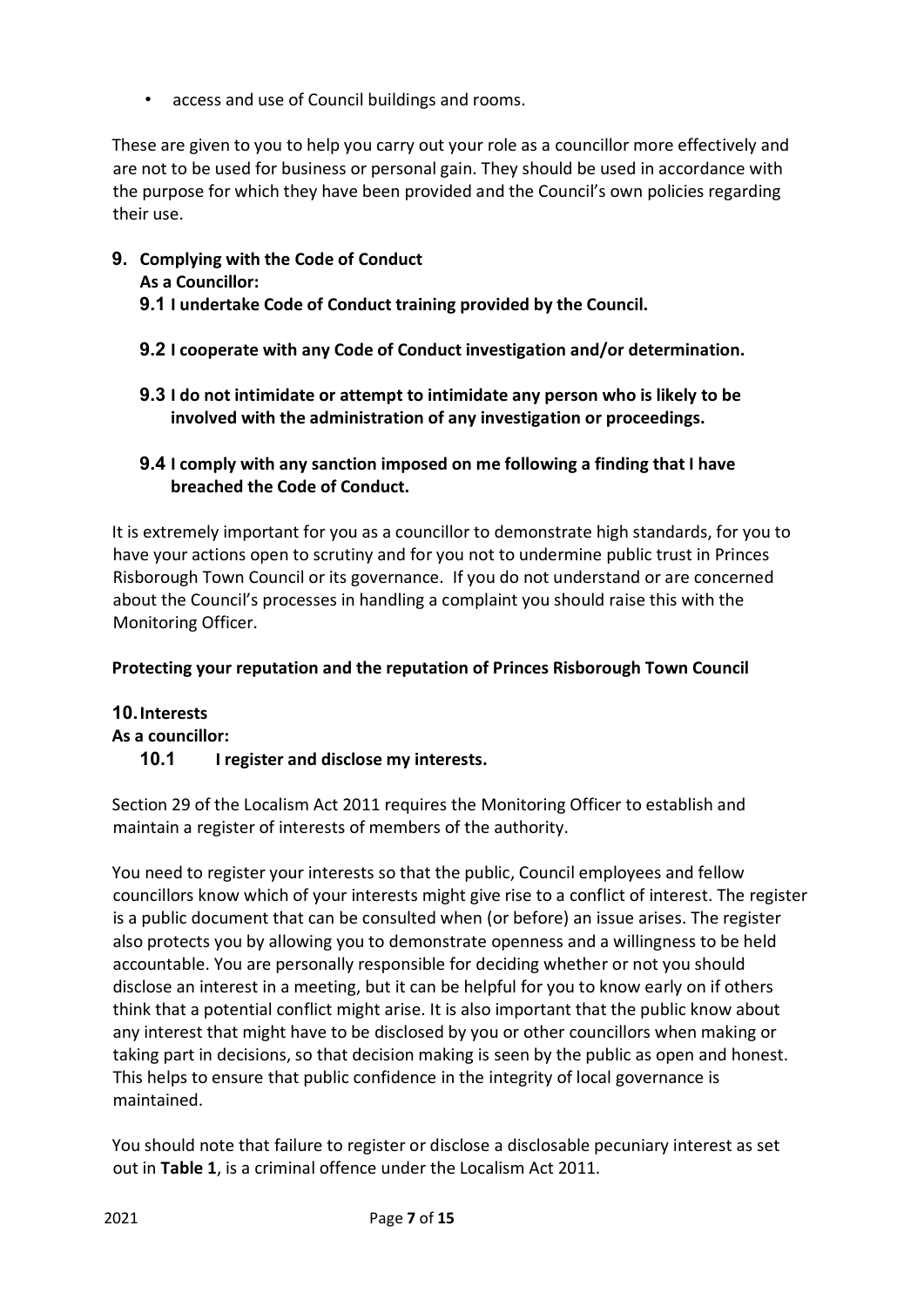- access and use of Council buildings and rooms.

These are given to you to help you carry out your role as a councillor more effectively and are not to be used for business or personal gain. They should be used in accordance with the purpose for which they have been provided and the Council's own policies regarding their use.

## 9. Complying with the Code of Conduct

**As a Councillor:**

**9.1 I undertake Code of Conduct training provided by the Council.**

**9.2 I cooperate with any Code of Conduct investigation and/or determination.**

**9.3 I do not intimidate or attempt to intimidate any person who is likely to be involved with the administration of any investigation or proceedings.**

**9.4 I comply with any sanction imposed on me following a finding that I have breached the Code of Conduct.**

It is extremely important for you as a councillor to demonstrate high standards, for you to have your actions open to scrutiny and for you not to undermine public trust in Princes Risborough Town Council or its governance. If you do not understand or are concerned about the Council's processes in handling a complaint you should raise this with the Monitoring Officer.

**Protecting your reputation and the reputation of Princes Risborough Town Council**

## 10. Interests

**As a councillor:**

**10.1 I register and disclose my interests.**

Section 29 of the Localism Act 2011 requires the Monitoring Officer to establish and maintain a register of interests of members of the authority.

You need to register your interests so that the public, Council employees and fellow councillors know which of your interests might give rise to a conflict of interest. The register is a public document that can be consulted when (or before) an issue arises. The register also protects you by allowing you to demonstrate openness and a willingness to be held accountable. You are personally responsible for deciding whether or not you should disclose an interest in a meeting, but it can be helpful for you to know early on if others think that a potential conflict might arise. It is also important that the public know about any interest that might have to be disclosed by you or other councillors when making or taking part in decisions, so that decision making is seen by the public as open and honest. This helps to ensure that public confidence in the integrity of local governance is maintained.

You should note that failure to register or disclose a disclosable pecuniary interest as set out in **Table 1**, is a criminal offence under the Localism Act 2011.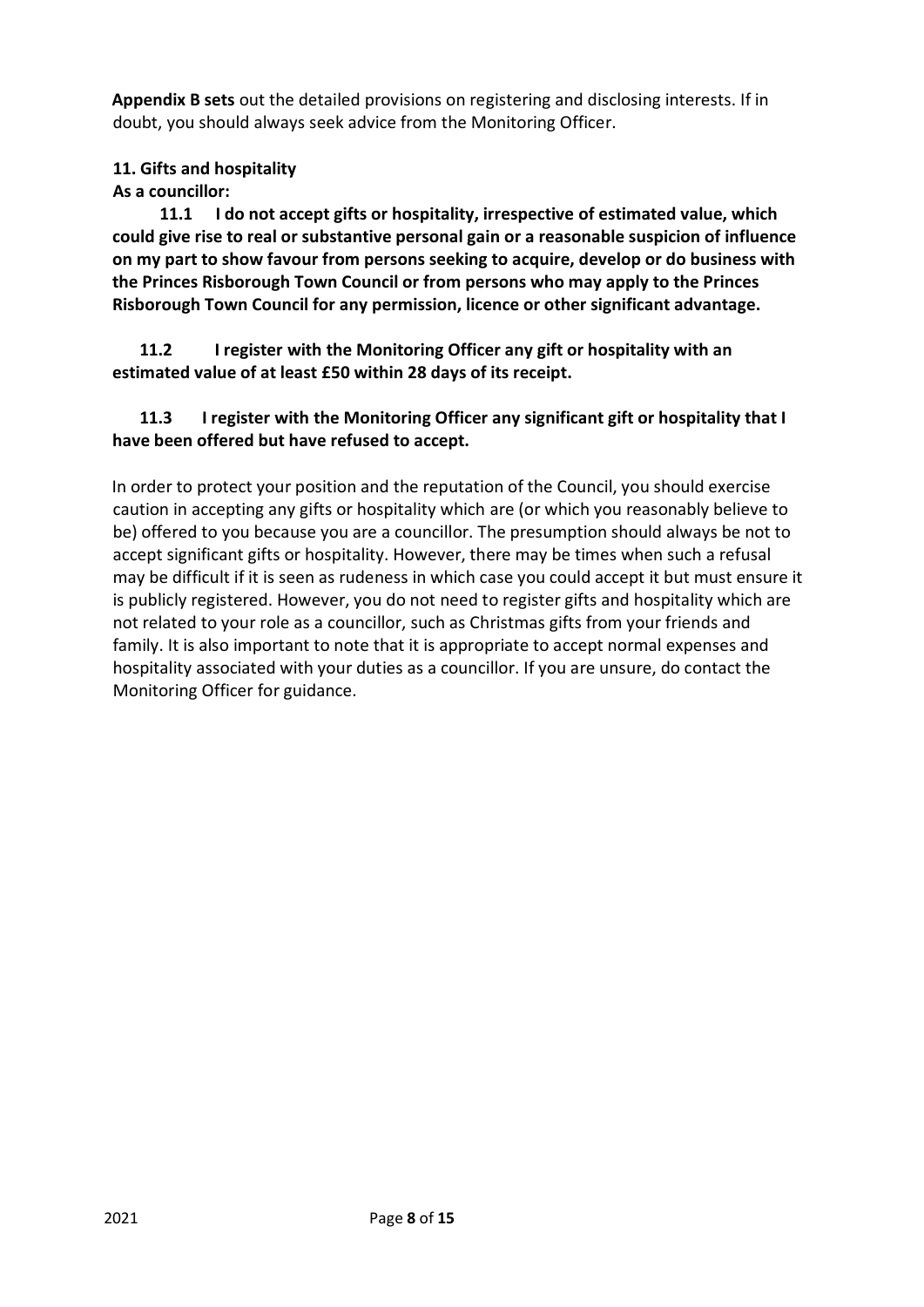**Appendix B sets** out the detailed provisions on registering and disclosing interests. If in doubt, you should always seek advice from the Monitoring Officer.

**11. Gifts and hospitality**

**As a councillor:**

**11.1 I do not accept gifts or hospitality, irrespective of estimated value, which could give rise to real or substantive personal gain or a reasonable suspicion of influence on my part to show favour from persons seeking to acquire, develop or do business with the Princes Risborough Town Council or from persons who may apply to the Princes Risborough Town Council for any permission, licence or other significant advantage.**

**11.2 I register with the Monitoring Officer any gift or hospitality with an estimated value of at least £50 within 28 days of its receipt.**

**11.3 I register with the Monitoring Officer any significant gift or hospitality that I have been offered but have refused to accept.**

In order to protect your position and the reputation of the Council, you should exercise caution in accepting any gifts or hospitality which are (or which you reasonably believe to be) offered to you because you are a councillor. The presumption should always be not to accept significant gifts or hospitality. However, there may be times when such a refusal may be difficult if it is seen as rudeness in which case you could accept it but must ensure it is publicly registered. However, you do not need to register gifts and hospitality which are not related to your role as a councillor, such as Christmas gifts from your friends and family. It is also important to note that it is appropriate to accept normal expenses and hospitality associated with your duties as a councillor. If you are unsure, do contact the Monitoring Officer for guidance.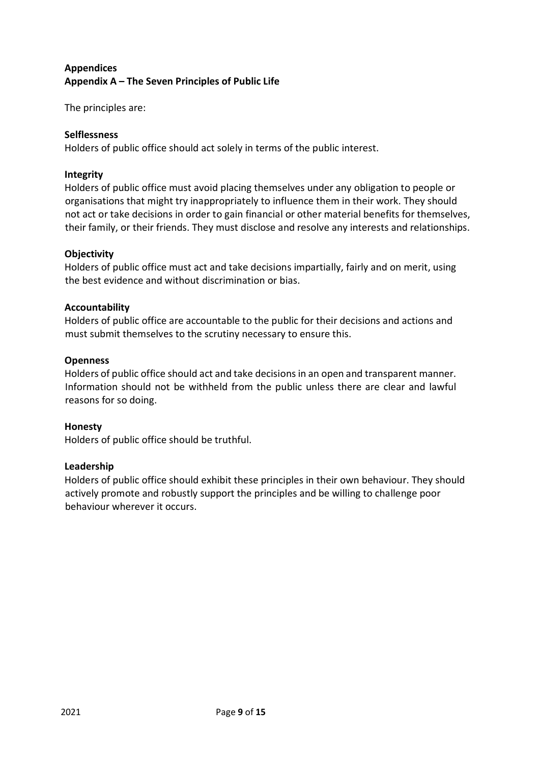## Appendices

### Appendix A – The Seven Principles of Public Life

The principles are:

**Selflessness**
Holders of public office should act solely in terms of the public interest.

**Integrity**
Holders of public office must avoid placing themselves under any obligation to people or organisations that might try inappropriately to influence them in their work. They should not act or take decisions in order to gain financial or other material benefits for themselves, their family, or their friends. They must disclose and resolve any interests and relationships.

**Objectivity**
Holders of public office must act and take decisions impartially, fairly and on merit, using the best evidence and without discrimination or bias.

**Accountability**
Holders of public office are accountable to the public for their decisions and actions and must submit themselves to the scrutiny necessary to ensure this.

**Openness**
Holders of public office should act and take decisions in an open and transparent manner. Information should not be withheld from the public unless there are clear and lawful reasons for so doing.

**Honesty**
Holders of public office should be truthful.

**Leadership**
Holders of public office should exhibit these principles in their own behaviour. They should actively promote and robustly support the principles and be willing to challenge poor behaviour wherever it occurs.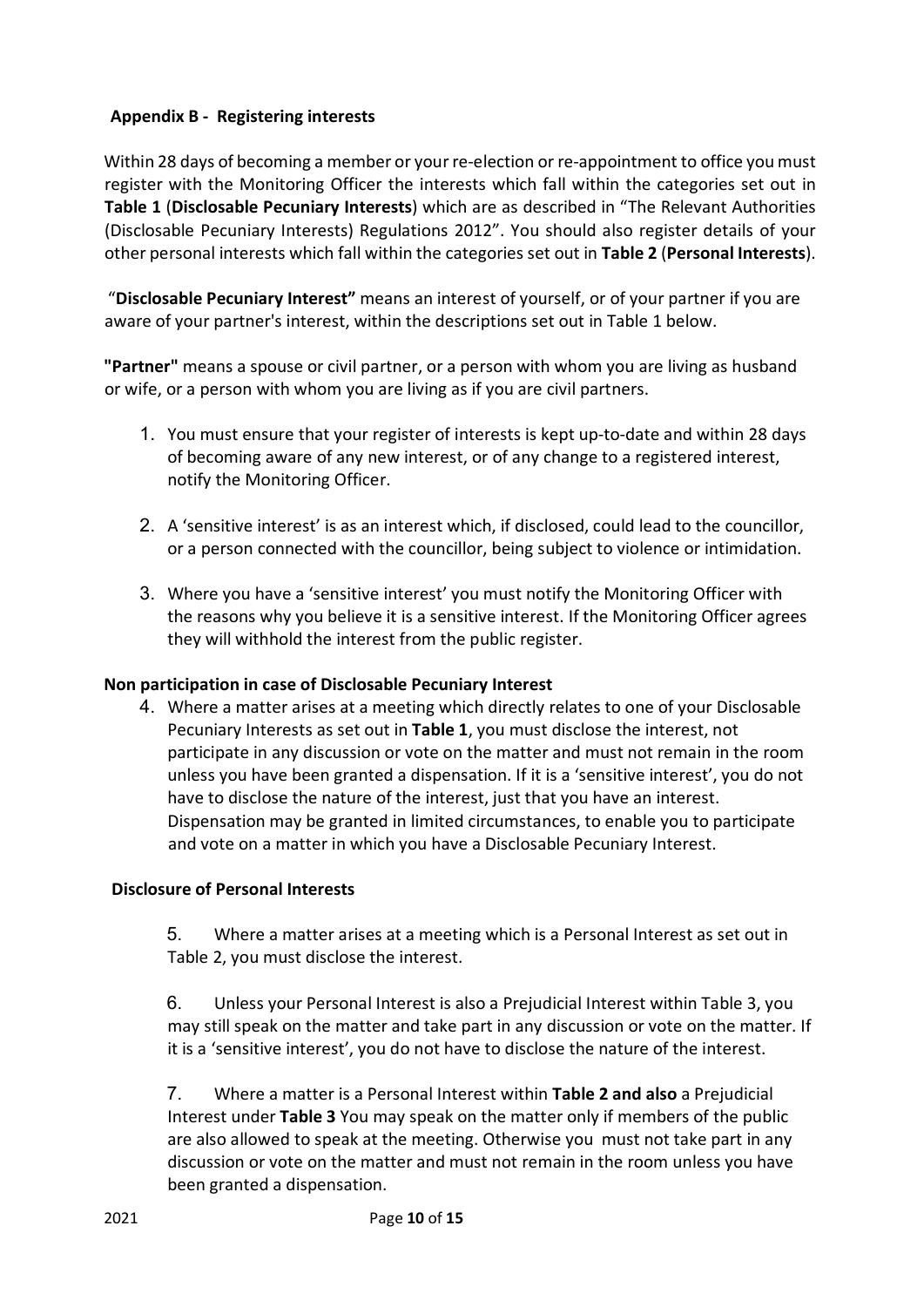## Appendix B - Registering interests

Within 28 days of becoming a member or your re-election or re-appointment to office you must register with the Monitoring Officer the interests which fall within the categories set out in **Table 1** (**Disclosable Pecuniary Interests**) which are as described in "The Relevant Authorities (Disclosable Pecuniary Interests) Regulations 2012". You should also register details of your other personal interests which fall within the categories set out in **Table 2** (**Personal Interests**).

"**Disclosable Pecuniary Interest"** means an interest of yourself, or of your partner if you are aware of your partner's interest, within the descriptions set out in Table 1 below.

**"Partner"** means a spouse or civil partner, or a person with whom you are living as husband or wife, or a person with whom you are living as if you are civil partners.

1. You must ensure that your register of interests is kept up-to-date and within 28 days of becoming aware of any new interest, or of any change to a registered interest, notify the Monitoring Officer.

2. A 'sensitive interest' is as an interest which, if disclosed, could lead to the councillor, or a person connected with the councillor, being subject to violence or intimidation.

3. Where you have a 'sensitive interest' you must notify the Monitoring Officer with the reasons why you believe it is a sensitive interest. If the Monitoring Officer agrees they will withhold the interest from the public register.

### Non participation in case of Disclosable Pecuniary Interest

4. Where a matter arises at a meeting which directly relates to one of your Disclosable Pecuniary Interests as set out in **Table 1**, you must disclose the interest, not participate in any discussion or vote on the matter and must not remain in the room unless you have been granted a dispensation. If it is a 'sensitive interest', you do not have to disclose the nature of the interest, just that you have an interest. Dispensation may be granted in limited circumstances, to enable you to participate and vote on a matter in which you have a Disclosable Pecuniary Interest.

### Disclosure of Personal Interests

5. Where a matter arises at a meeting which is a Personal Interest as set out in Table 2, you must disclose the interest.

6. Unless your Personal Interest is also a Prejudicial Interest within Table 3, you may still speak on the matter and take part in any discussion or vote on the matter. If it is a 'sensitive interest', you do not have to disclose the nature of the interest.

7. Where a matter is a Personal Interest within **Table 2 and also** a Prejudicial Interest under **Table 3** You may speak on the matter only if members of the public are also allowed to speak at the meeting. Otherwise you must not take part in any discussion or vote on the matter and must not remain in the room unless you have been granted a dispensation.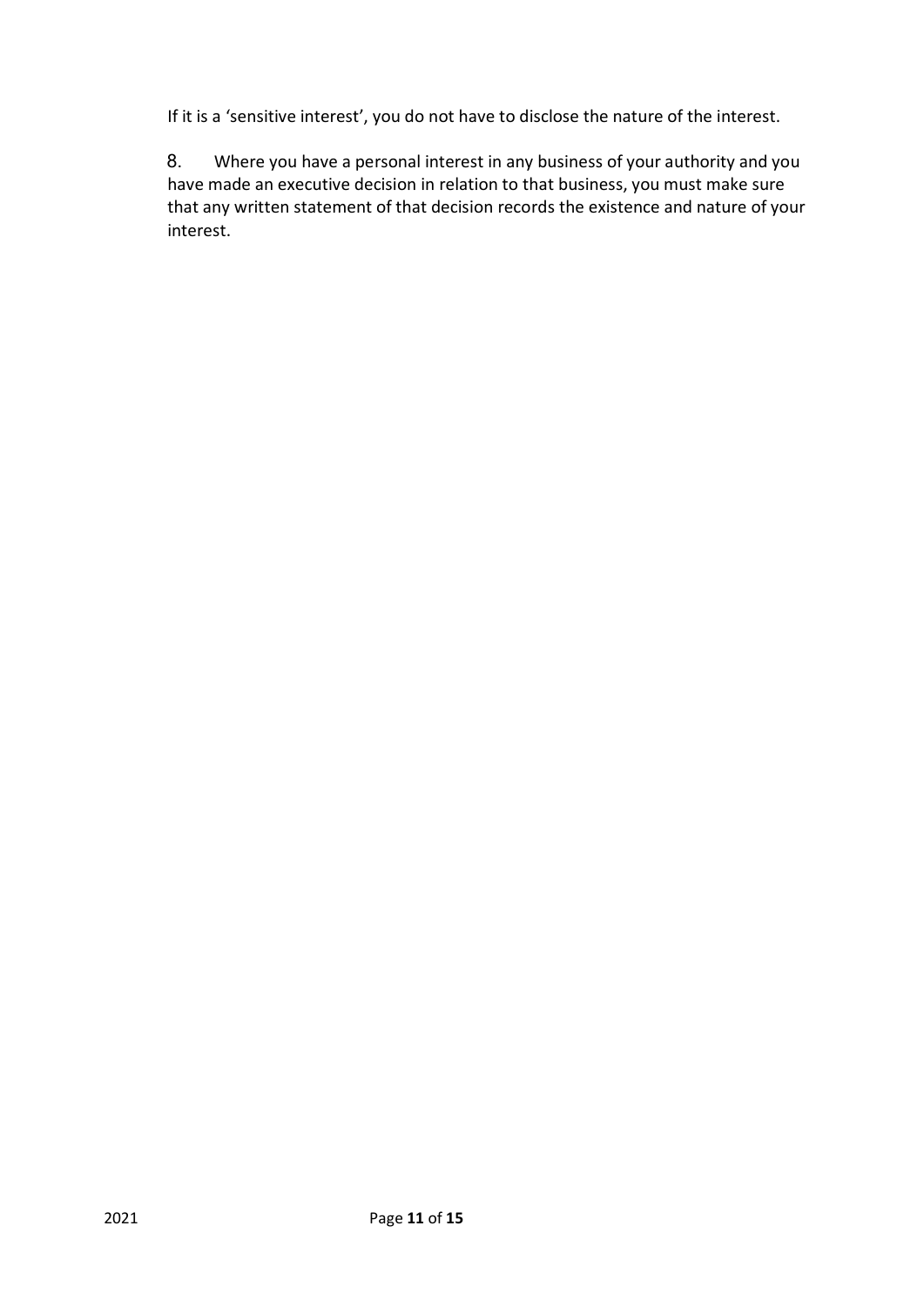If it is a 'sensitive interest', you do not have to disclose the nature of the interest.

8. Where you have a personal interest in any business of your authority and you have made an executive decision in relation to that business, you must make sure that any written statement of that decision records the existence and nature of your interest.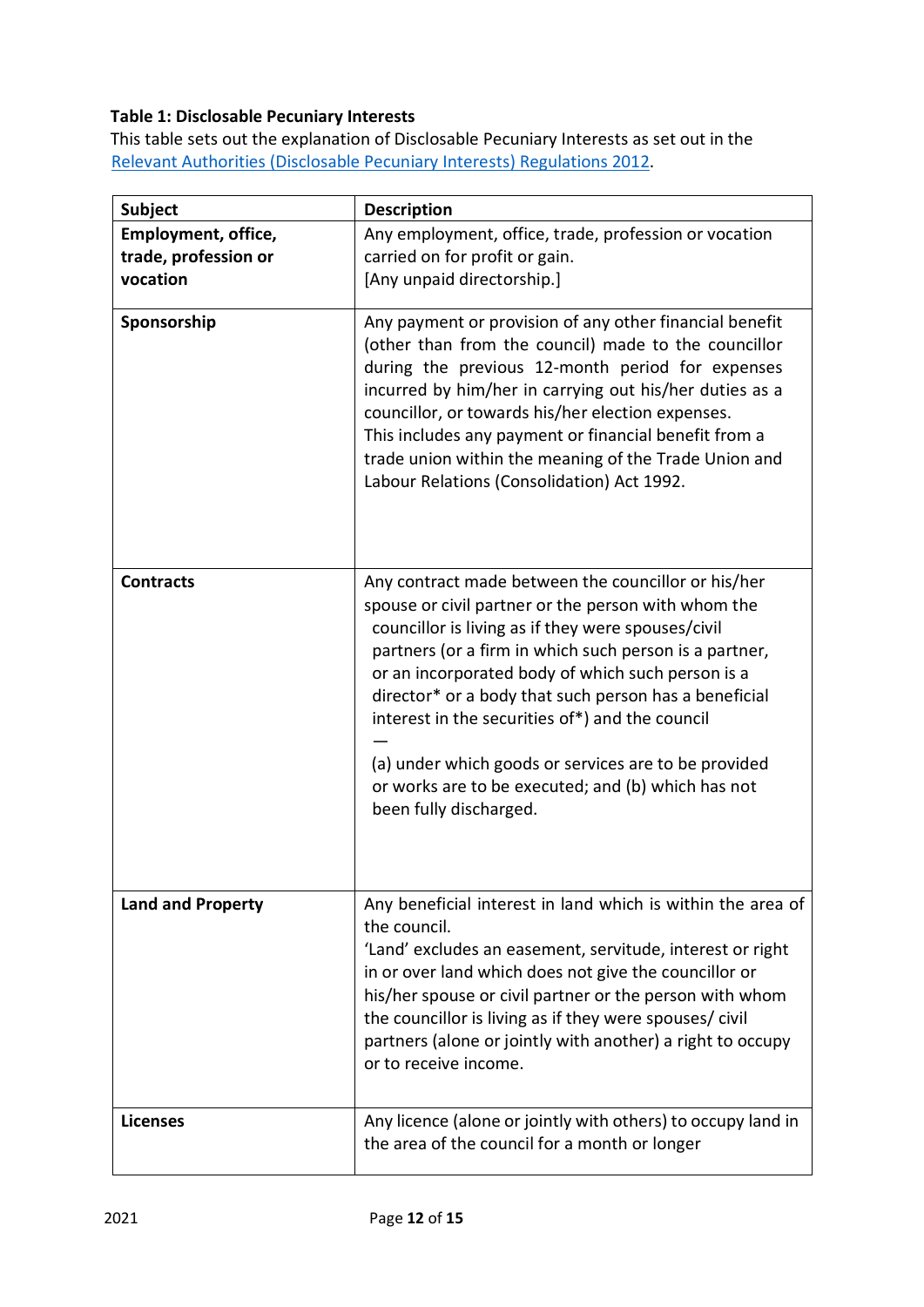**Table 1: Disclosable Pecuniary Interests**

This table sets out the explanation of Disclosable Pecuniary Interests as set out in the Relevant Authorities (Disclosable Pecuniary Interests) Regulations 2012.

| Subject | Description |
|---|---|
| **Employment, office, trade, profession or vocation** | Any employment, office, trade, profession or vocation carried on for profit or gain.<br>[Any unpaid directorship.] |
| **Sponsorship** | Any payment or provision of any other financial benefit (other than from the council) made to the councillor during the previous 12-month period for expenses incurred by him/her in carrying out his/her duties as a councillor, or towards his/her election expenses.<br>This includes any payment or financial benefit from a trade union within the meaning of the Trade Union and Labour Relations (Consolidation) Act 1992. |
| **Contracts** | Any contract made between the councillor or his/her spouse or civil partner or the person with whom the councillor is living as if they were spouses/civil partners (or a firm in which such person is a partner, or an incorporated body of which such person is a director* or a body that such person has a beneficial interest in the securities of*) and the council —<br>(a) under which goods or services are to be provided or works are to be executed; and (b) which has not been fully discharged. |
| **Land and Property** | Any beneficial interest in land which is within the area of the council.<br>'Land' excludes an easement, servitude, interest or right in or over land which does not give the councillor or his/her spouse or civil partner or the person with whom the councillor is living as if they were spouses/ civil partners (alone or jointly with another) a right to occupy or to receive income. |
| **Licenses** | Any licence (alone or jointly with others) to occupy land in the area of the council for a month or longer |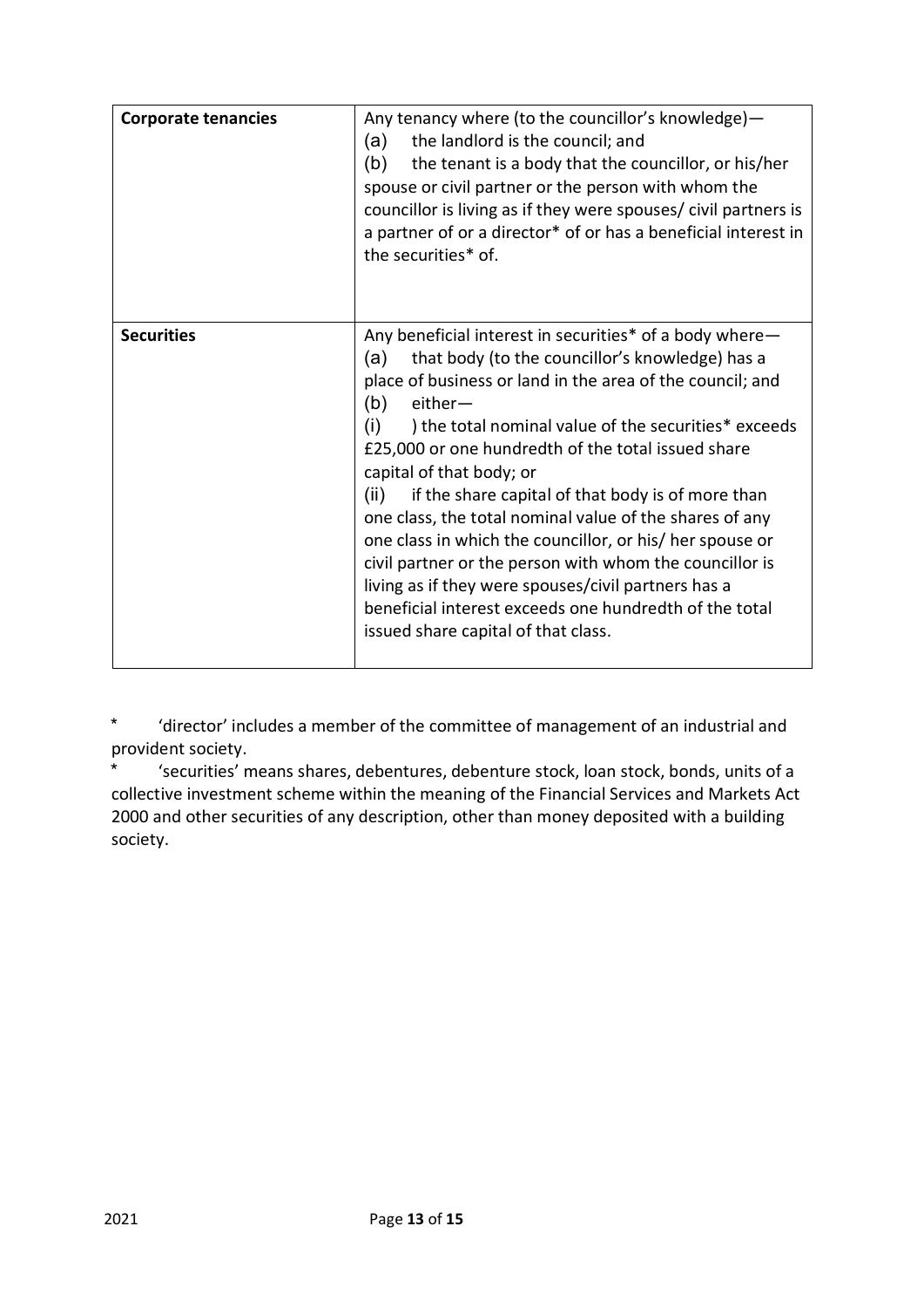| **Corporate tenancies** | Any tenancy where (to the councillor's knowledge)—<br>(a) the landlord is the council; and<br>(b) the tenant is a body that the councillor, or his/her spouse or civil partner or the person with whom the councillor is living as if they were spouses/ civil partners is a partner of or a director* of or has a beneficial interest in the securities* of. |
|---|---|
| **Securities** | Any beneficial interest in securities* of a body where—<br>(a) that body (to the councillor's knowledge) has a place of business or land in the area of the council; and<br>(b) either—<br>(i) ) the total nominal value of the securities* exceeds £25,000 or one hundredth of the total issued share capital of that body; or<br>(ii) if the share capital of that body is of more than one class, the total nominal value of the shares of any one class in which the councillor, or his/ her spouse or civil partner or the person with whom the councillor is living as if they were spouses/civil partners has a beneficial interest exceeds one hundredth of the total issued share capital of that class. |

\* 'director' includes a member of the committee of management of an industrial and provident society.

\* 'securities' means shares, debentures, debenture stock, loan stock, bonds, units of a collective investment scheme within the meaning of the Financial Services and Markets Act 2000 and other securities of any description, other than money deposited with a building society.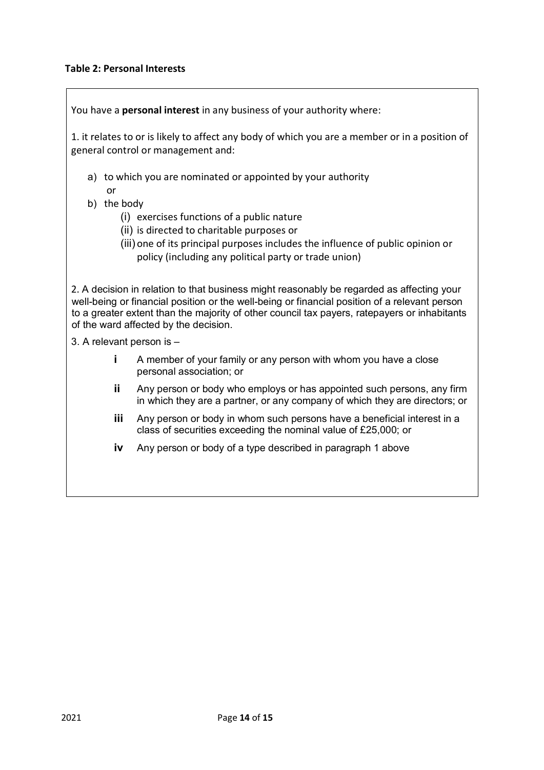**Table 2: Personal Interests**

You have a **personal interest** in any business of your authority where:

1. it relates to or is likely to affect any body of which you are a member or in a position of general control or management and:

   a) to which you are nominated or appointed by your authority
      or
   b) the body
      (i) exercises functions of a public nature
      (ii) is directed to charitable purposes or
      (iii) one of its principal purposes includes the influence of public opinion or policy (including any political party or trade union)

2. A decision in relation to that business might reasonably be regarded as affecting your well-being or financial position or the well-being or financial position of a relevant person to a greater extent than the majority of other council tax payers, ratepayers or inhabitants of the ward affected by the decision.

3. A relevant person is –

   **i** A member of your family or any person with whom you have a close personal association; or

   **ii** Any person or body who employs or has appointed such persons, any firm in which they are a partner, or any company of which they are directors; or

   **iii** Any person or body in whom such persons have a beneficial interest in a class of securities exceeding the nominal value of £25,000; or

   **iv** Any person or body of a type described in paragraph 1 above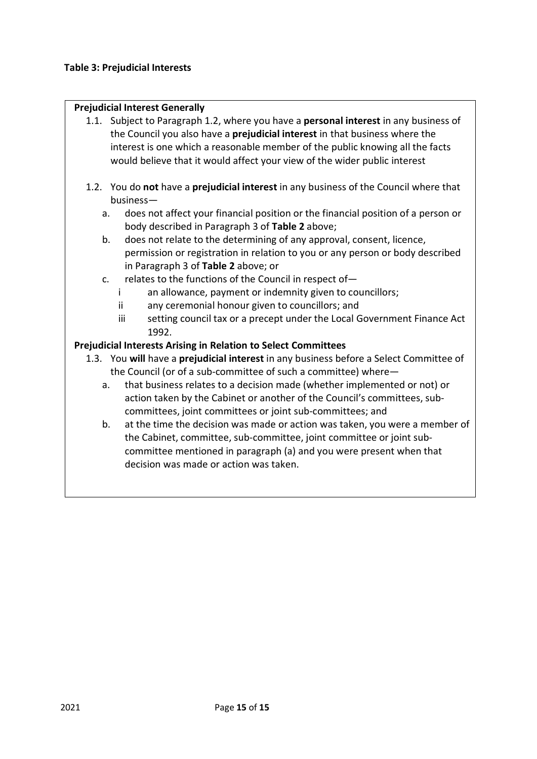**Table 3: Prejudicial Interests**

**Prejudicial Interest Generally**

1.1. Subject to Paragraph 1.2, where you have a **personal interest** in any business of the Council you also have a **prejudicial interest** in that business where the interest is one which a reasonable member of the public knowing all the facts would believe that it would affect your view of the wider public interest

1.2. You do **not** have a **prejudicial interest** in any business of the Council where that business—

  a. does not affect your financial position or the financial position of a person or body described in Paragraph 3 of **Table 2** above;
  
  b. does not relate to the determining of any approval, consent, licence, permission or registration in relation to you or any person or body described in Paragraph 3 of **Table 2** above; or
  
  c. relates to the functions of the Council in respect of—
  
    i an allowance, payment or indemnity given to councillors;
    
    ii any ceremonial honour given to councillors; and
    
    iii setting council tax or a precept under the Local Government Finance Act 1992.

**Prejudicial Interests Arising in Relation to Select Committees**

1.3. You **will** have a **prejudicial interest** in any business before a Select Committee of the Council (or of a sub-committee of such a committee) where—

  a. that business relates to a decision made (whether implemented or not) or action taken by the Cabinet or another of the Council's committees, sub-committees, joint committees or joint sub-committees; and
  
  b. at the time the decision was made or action was taken, you were a member of the Cabinet, committee, sub-committee, joint committee or joint sub-committee mentioned in paragraph (a) and you were present when that decision was made or action was taken.